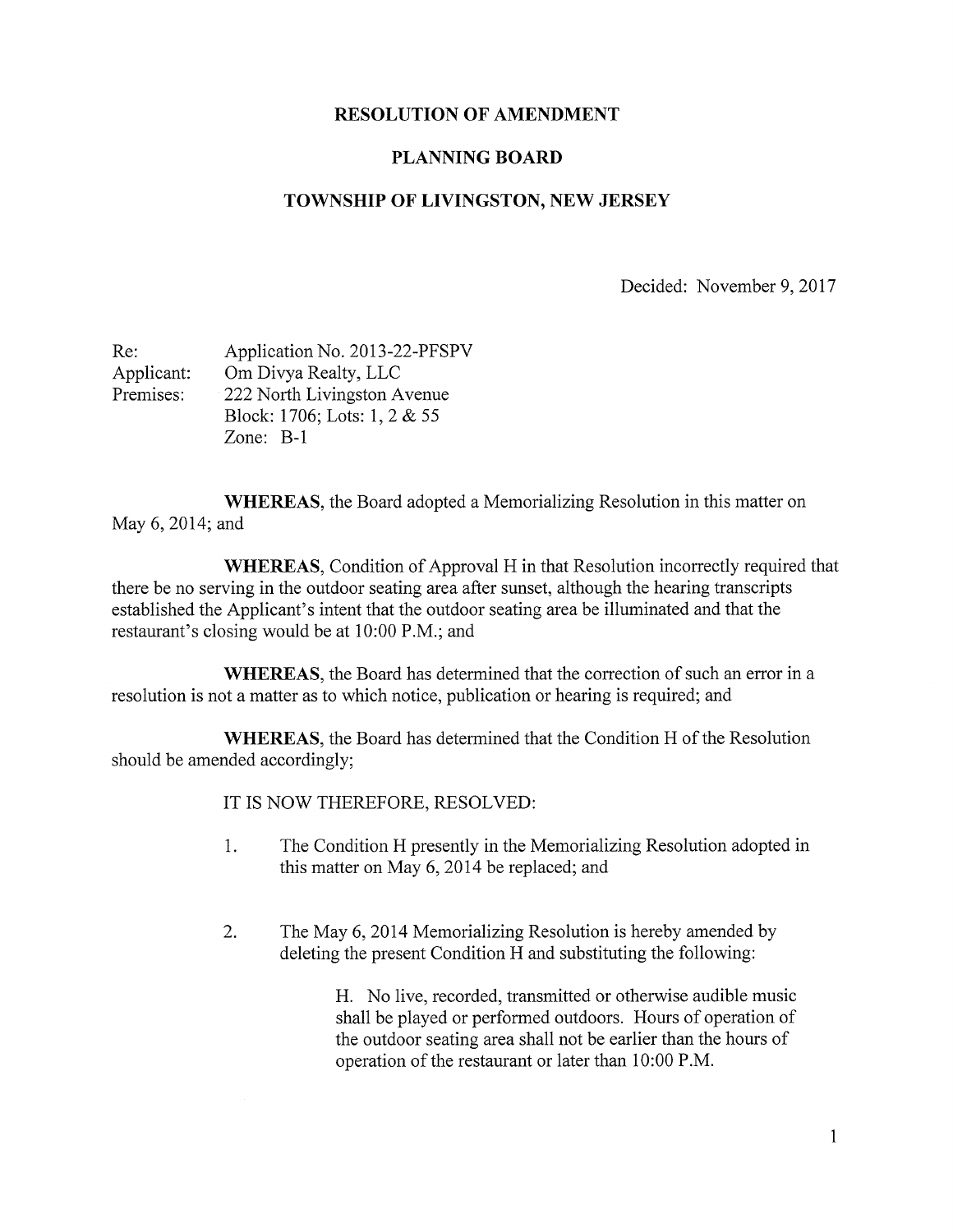# RESOLUTION OF AMENDMENT

## PLANNING BOARD

## TOWNSHIP OF LIVINGSTON, NEW JERSEY

Decided: November 9, 2017

Re: Application No. 2013-22-PFSPV
Applicant: Om Divya Realty, LLC
Premises: 222 North Livingston Avenue
Block: 1706; Lots: 1, 2 & 55
Zone: B-1

**WHEREAS**, the Board adopted a Memorializing Resolution in this matter on May 6, 2014; and

**WHEREAS**, Condition of Approval H in that Resolution incorrectly required that there be no serving in the outdoor seating area after sunset, although the hearing transcripts established the Applicant's intent that the outdoor seating area be illuminated and that the restaurant's closing would be at 10:00 P.M.; and

**WHEREAS**, the Board has determined that the correction of such an error in a resolution is not a matter as to which notice, publication or hearing is required; and

**WHEREAS**, the Board has determined that the Condition H of the Resolution should be amended accordingly;

IT IS NOW THEREFORE, RESOLVED:

1. The Condition H presently in the Memorializing Resolution adopted in this matter on May 6, 2014 be replaced; and

2. The May 6, 2014 Memorializing Resolution is hereby amended by deleting the present Condition H and substituting the following:

   H. No live, recorded, transmitted or otherwise audible music shall be played or performed outdoors. Hours of operation of the outdoor seating area shall not be earlier than the hours of operation of the restaurant or later than 10:00 P.M.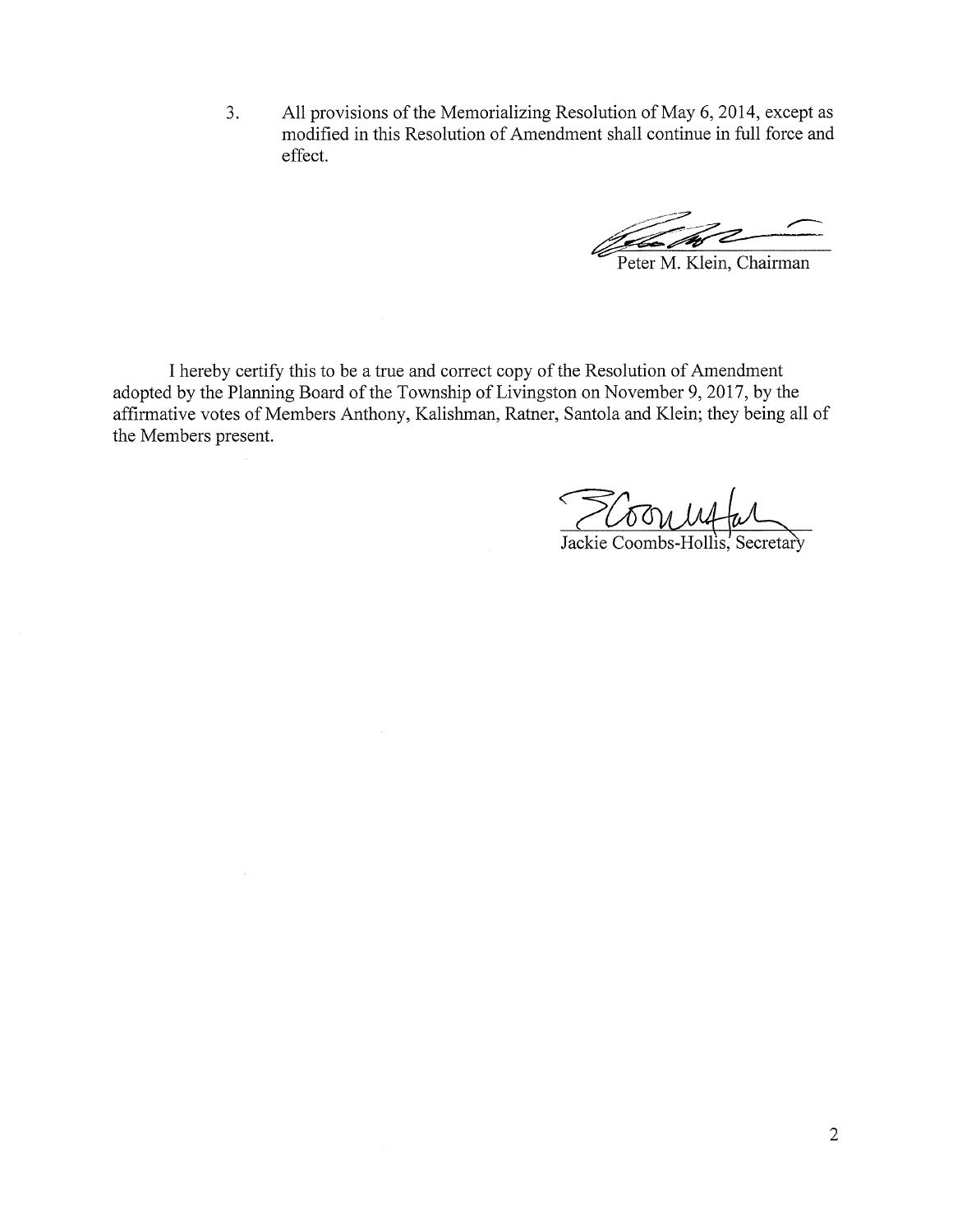3. All provisions of the Memorializing Resolution of May 6, 2014, except as modified in this Resolution of Amendment shall continue in full force and effect.

Peter M. Klein, Chairman

I hereby certify this to be a true and correct copy of the Resolution of Amendment adopted by the Planning Board of the Township of Livingston on November 9, 2017, by the affirmative votes of Members Anthony, Kalishman, Ratner, Santola and Klein; they being all of the Members present.

Jackie Coombs-Hollis, Secretary